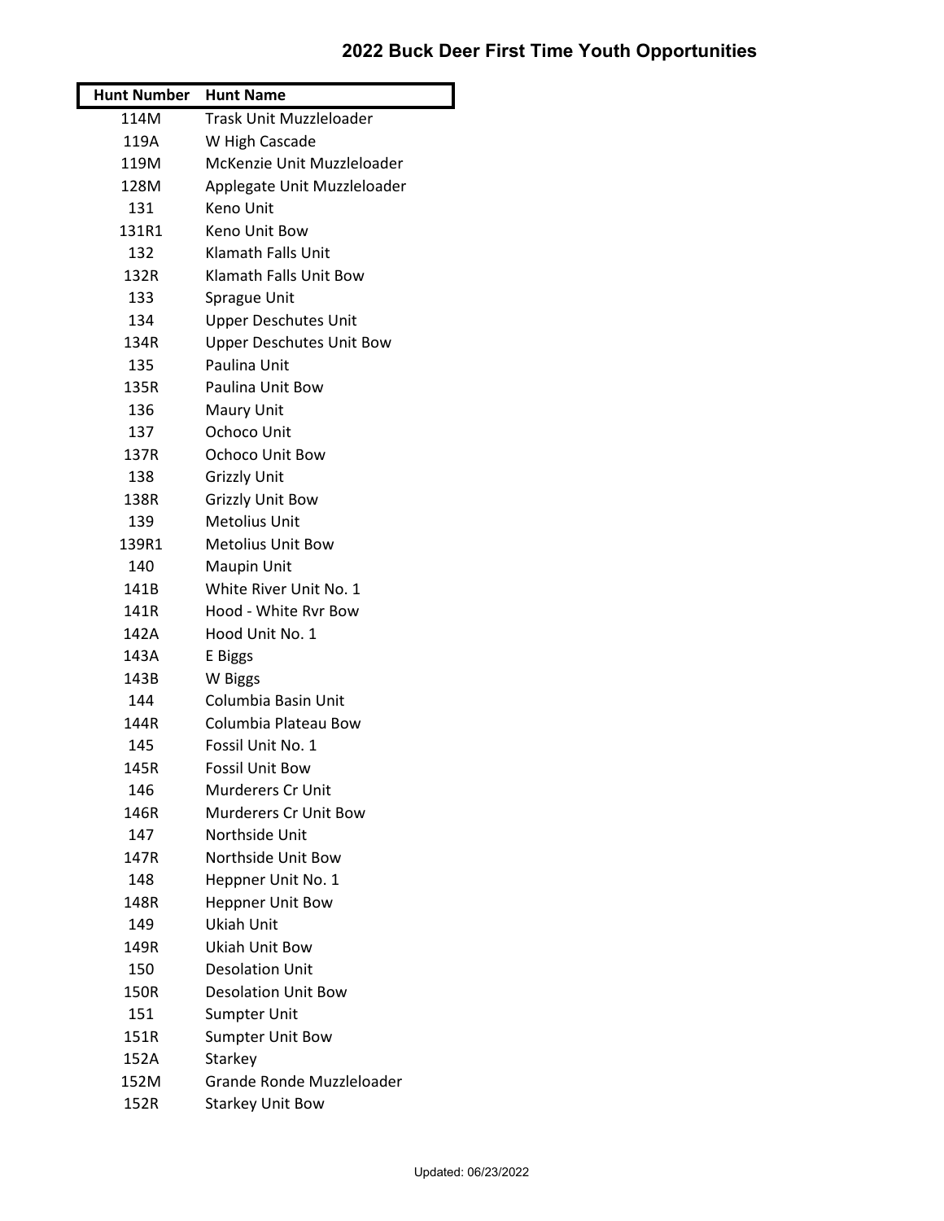# 2022 Buck Deer First Time Youth Opportunities

| Hunt Number | Hunt Name |
|---|---|
| 114M | Trask Unit Muzzleloader |
| 119A | W High Cascade |
| 119M | McKenzie Unit Muzzleloader |
| 128M | Applegate Unit Muzzleloader |
| 131 | Keno Unit |
| 131R1 | Keno Unit Bow |
| 132 | Klamath Falls Unit |
| 132R | Klamath Falls Unit Bow |
| 133 | Sprague Unit |
| 134 | Upper Deschutes Unit |
| 134R | Upper Deschutes Unit Bow |
| 135 | Paulina Unit |
| 135R | Paulina Unit Bow |
| 136 | Maury Unit |
| 137 | Ochoco Unit |
| 137R | Ochoco Unit Bow |
| 138 | Grizzly Unit |
| 138R | Grizzly Unit Bow |
| 139 | Metolius Unit |
| 139R1 | Metolius Unit Bow |
| 140 | Maupin Unit |
| 141B | White River Unit No. 1 |
| 141R | Hood - White Rvr Bow |
| 142A | Hood Unit No. 1 |
| 143A | E Biggs |
| 143B | W Biggs |
| 144 | Columbia Basin Unit |
| 144R | Columbia Plateau Bow |
| 145 | Fossil Unit No. 1 |
| 145R | Fossil Unit Bow |
| 146 | Murderers Cr Unit |
| 146R | Murderers Cr Unit Bow |
| 147 | Northside Unit |
| 147R | Northside Unit Bow |
| 148 | Heppner Unit No. 1 |
| 148R | Heppner Unit Bow |
| 149 | Ukiah Unit |
| 149R | Ukiah Unit Bow |
| 150 | Desolation Unit |
| 150R | Desolation Unit Bow |
| 151 | Sumpter Unit |
| 151R | Sumpter Unit Bow |
| 152A | Starkey |
| 152M | Grande Ronde Muzzleloader |
| 152R | Starkey Unit Bow |

Updated: 06/23/2022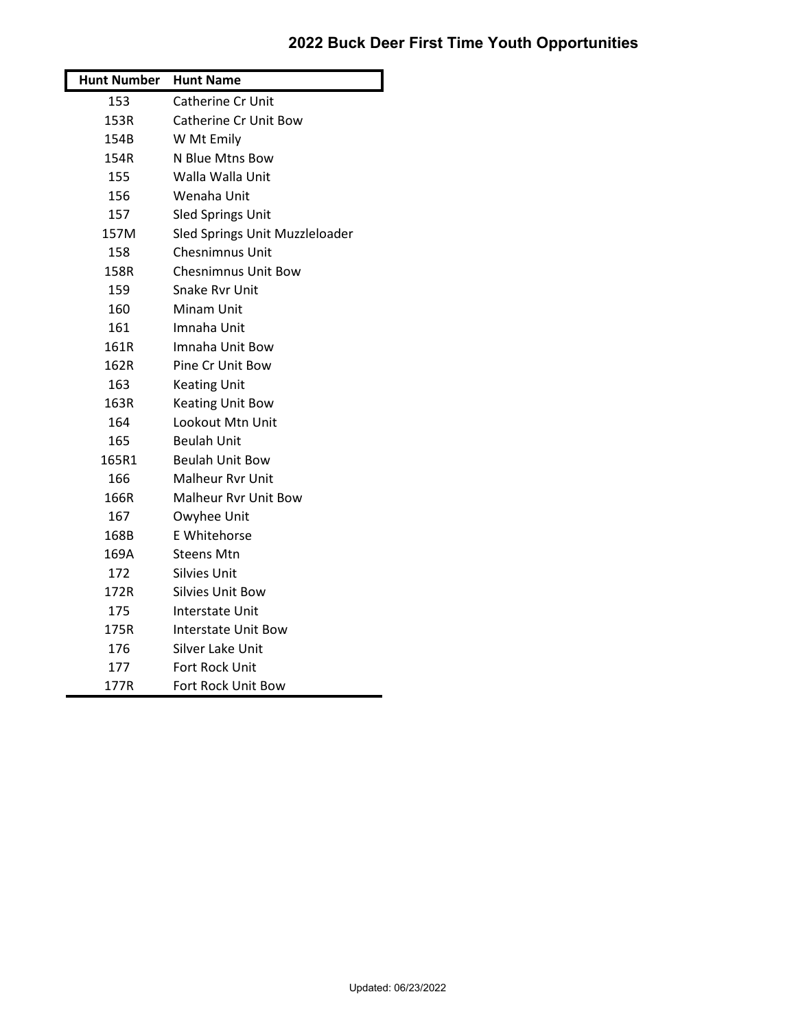## 2022 Buck Deer First Time Youth Opportunities

| Hunt Number | Hunt Name |
|---|---|
| 153 | Catherine Cr Unit |
| 153R | Catherine Cr Unit Bow |
| 154B | W Mt Emily |
| 154R | N Blue Mtns Bow |
| 155 | Walla Walla Unit |
| 156 | Wenaha Unit |
| 157 | Sled Springs Unit |
| 157M | Sled Springs Unit Muzzleloader |
| 158 | Chesnimnus Unit |
| 158R | Chesnimnus Unit Bow |
| 159 | Snake Rvr Unit |
| 160 | Minam Unit |
| 161 | Imnaha Unit |
| 161R | Imnaha Unit Bow |
| 162R | Pine Cr Unit Bow |
| 163 | Keating Unit |
| 163R | Keating Unit Bow |
| 164 | Lookout Mtn Unit |
| 165 | Beulah Unit |
| 165R1 | Beulah Unit Bow |
| 166 | Malheur Rvr Unit |
| 166R | Malheur Rvr Unit Bow |
| 167 | Owyhee Unit |
| 168B | E Whitehorse |
| 169A | Steens Mtn |
| 172 | Silvies Unit |
| 172R | Silvies Unit Bow |
| 175 | Interstate Unit |
| 175R | Interstate Unit Bow |
| 176 | Silver Lake Unit |
| 177 | Fort Rock Unit |
| 177R | Fort Rock Unit Bow |

Updated: 06/23/2022